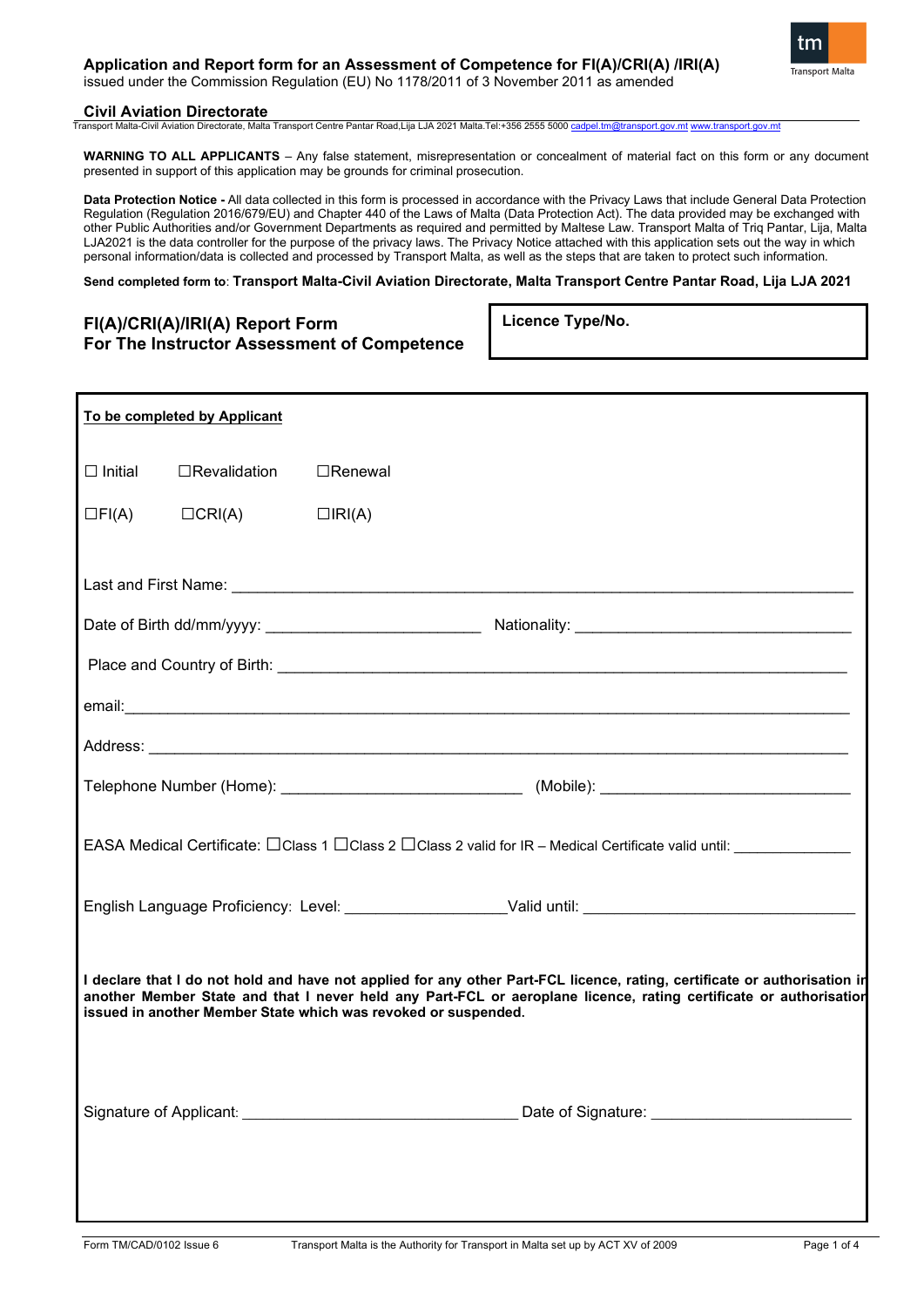# Application and Report form for an Assessment of Competence for FI(A)/CRI(A) /IRI(A)

issued under the Commission Regulation (EU) No 1178/2011 of 3 November 2011 as amended

**Civil Aviation Directorate**

Transport Malta-Civil Aviation Directorate, Malta Transport Centre Pantar Road,Lija LJA 2021 Malta.Tel:+356 2555 5000 cadpel.tm@transport.gov.mt www.transport.gov.mt

**WARNING TO ALL APPLICANTS** – Any false statement, misrepresentation or concealment of material fact on this form or any document presented in support of this application may be grounds for criminal prosecution.

**Data Protection Notice -** All data collected in this form is processed in accordance with the Privacy Laws that include General Data Protection Regulation (Regulation 2016/679/EU) and Chapter 440 of the Laws of Malta (Data Protection Act). The data provided may be exchanged with other Public Authorities and/or Government Departments as required and permitted by Maltese Law. Transport Malta of Triq Pantar, Lija, Malta LJA2021 is the data controller for the purpose of the privacy laws. The Privacy Notice attached with this application sets out the way in which personal information/data is collected and processed by Transport Malta, as well as the steps that are taken to protect such information.

**Send completed form to**: **Transport Malta-Civil Aviation Directorate, Malta Transport Centre Pantar Road, Lija LJA 2021**

## FI(A)/CRI(A)/IRI(A) Report Form For The Instructor Assessment of Competence

**Licence Type/No.**

**To be completed by Applicant**

☐ Initial ☐Revalidation ☐Renewal

☐FI(A) ☐CRI(A) ☐IRI(A)

Last and First Name: ____________________

Date of Birth dd/mm/yyyy: ____________________ Nationality: ____________________

Place and Country of Birth: ____________________

email:____________________

Address: ____________________

Telephone Number (Home): ____________________ (Mobile): ____________________

EASA Medical Certificate: ☐Class 1 ☐Class 2 ☐Class 2 valid for IR – Medical Certificate valid until: ______________

English Language Proficiency: Level: __________________Valid until: ____________________

**I declare that I do not hold and have not applied for any other Part-FCL licence, rating, certificate or authorisation in another Member State and that I never held any Part-FCL or aeroplane licence, rating certificate or authorisation issued in another Member State which was revoked or suspended.**

Signature of Applicant: ____________________ Date of Signature: ____________________

Form TM/CAD/0102 Issue 6 Transport Malta is the Authority for Transport in Malta set up by ACT XV of 2009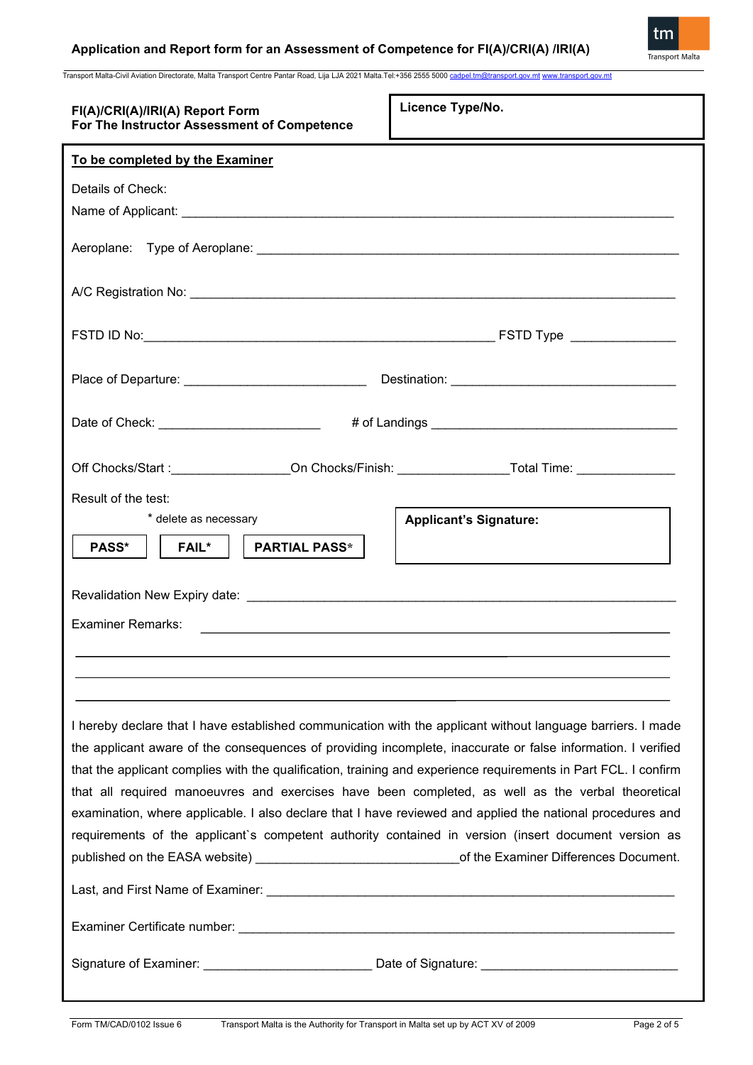**FI(A)/CRI(A)/IRI(A) Report Form**
**For The Instructor Assessment of Competence**

**Licence Type/No.**

**To be completed by the Examiner**

Details of Check:

Name of Applicant: ______________________________________________

Aeroplane: Type of Aeroplane: ______________________________________________

A/C Registration No: ______________________________________________

FSTD ID No: ______________________________ FSTD Type ______________

Place of Departure: ________________________ Destination: ______________________________

Date of Check: ______________________ # of Landings ______________________________

Off Chocks/Start : ________________ On Chocks/Finish: _______________ Total Time: ______________

Result of the test:

\* delete as necessary

**PASS*** **FAIL*** **PARTIAL PASS***

**Applicant's Signature:**

Revalidation New Expiry date: ______________________________________________

Examiner Remarks: ______________________________________________

______________________________________________

______________________________________________

______________________________________________

I hereby declare that I have established communication with the applicant without language barriers. I made the applicant aware of the consequences of providing incomplete, inaccurate or false information. I verified that the applicant complies with the qualification, training and experience requirements in Part FCL. I confirm that all required manoeuvres and exercises have been completed, as well as the verbal theoretical examination, where applicable. I also declare that I have reviewed and applied the national procedures and requirements of the applicant`s competent authority contained in version (insert document version as published on the EASA website) ____________________________ of the Examiner Differences Document.

Last, and First Name of Examiner: ______________________________________________

Examiner Certificate number: ______________________________________________

Signature of Examiner: ________________________ Date of Signature: ____________________________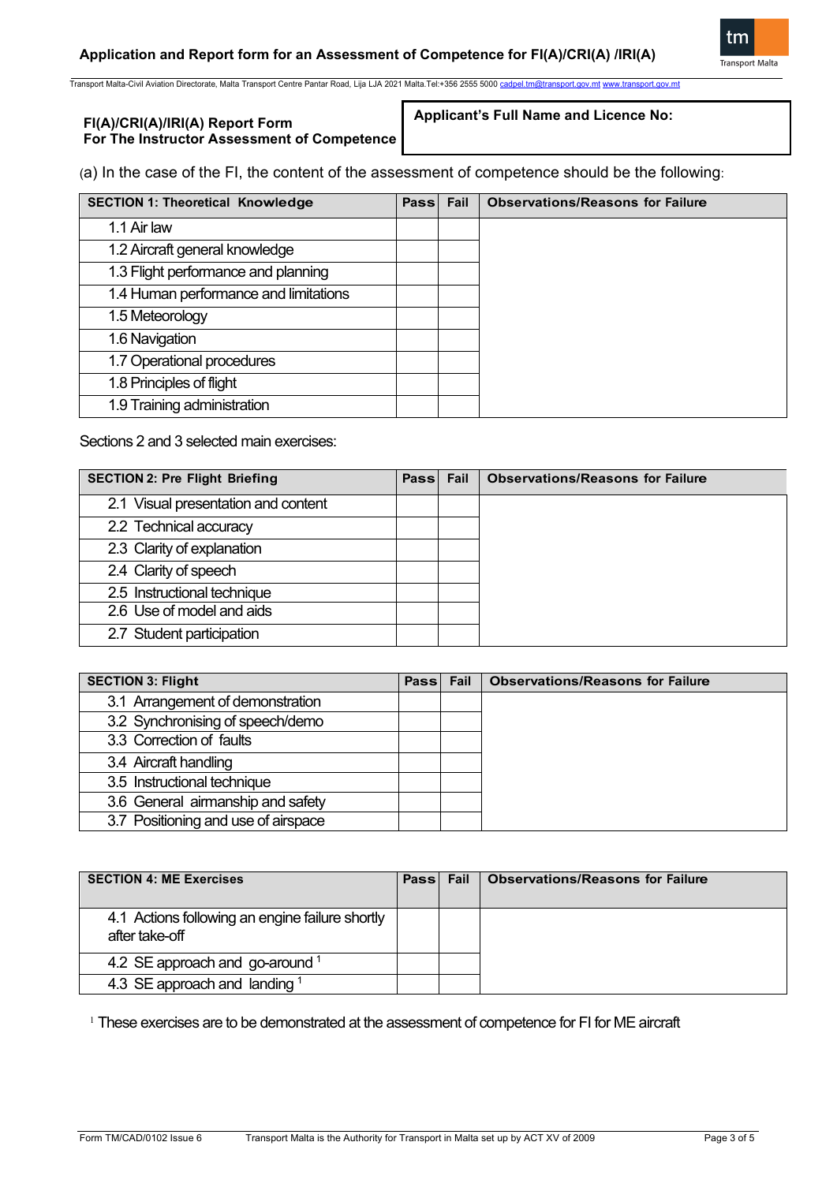**FI(A)/CRI(A)/IRI(A) Report Form**
**For The Instructor Assessment of Competence**

| **Applicant's Full Name and Licence No:** |
|---|
| |

(a) In the case of the FI, the content of the assessment of competence should be the following:

| SECTION 1: Theoretical Knowledge | Pass | Fail | Observations/Reasons for Failure |
|---|---|---|---|
| 1.1 Air law | | | |
| 1.2 Aircraft general knowledge | | | |
| 1.3 Flight performance and planning | | | |
| 1.4 Human performance and limitations | | | |
| 1.5 Meteorology | | | |
| 1.6 Navigation | | | |
| 1.7 Operational procedures | | | |
| 1.8 Principles of flight | | | |
| 1.9 Training administration | | | |

Sections 2 and 3 selected main exercises:

| SECTION 2: Pre Flight Briefing | Pass | Fail | Observations/Reasons for Failure |
|---|---|---|---|
| 2.1 Visual presentation and content | | | |
| 2.2 Technical accuracy | | | |
| 2.3 Clarity of explanation | | | |
| 2.4 Clarity of speech | | | |
| 2.5 Instructional technique | | | |
| 2.6 Use of model and aids | | | |
| 2.7 Student participation | | | |

| SECTION 3: Flight | Pass | Fail | Observations/Reasons for Failure |
|---|---|---|---|
| 3.1 Arrangement of demonstration | | | |
| 3.2 Synchronising of speech/demo | | | |
| 3.3 Correction of faults | | | |
| 3.4 Aircraft handling | | | |
| 3.5 Instructional technique | | | |
| 3.6 General airmanship and safety | | | |
| 3.7 Positioning and use of airspace | | | |

| SECTION 4: ME Exercises | Pass | Fail | Observations/Reasons for Failure |
|---|---|---|---|
| 4.1 Actions following an engine failure shortly after take-off | | | |
| 4.2 SE approach and go-around [1] | | | |
| 4.3 SE approach and landing [1] | | | |

[1] These exercises are to be demonstrated at the assessment of competence for FI for ME aircraft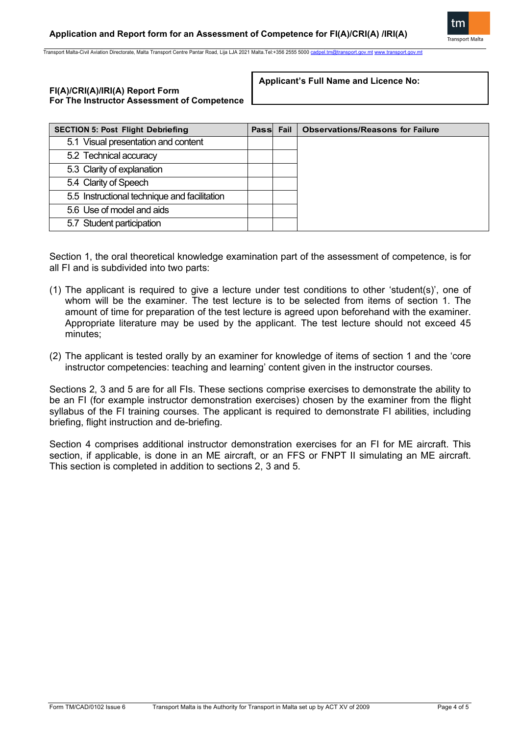**FI(A)/CRI(A)/IRI(A) Report Form**
**For The Instructor Assessment of Competence**

**Applicant's Full Name and Licence No:**

| SECTION 5: Post Flight Debriefing | Pass | Fail | Observations/Reasons for Failure |
|---|---|---|---|
| 5.1 Visual presentation and content | | | |
| 5.2 Technical accuracy | | | |
| 5.3 Clarity of explanation | | | |
| 5.4 Clarity of Speech | | | |
| 5.5 Instructional technique and facilitation | | | |
| 5.6 Use of model and aids | | | |
| 5.7 Student participation | | | |

Section 1, the oral theoretical knowledge examination part of the assessment of competence, is for all FI and is subdivided into two parts:

(1) The applicant is required to give a lecture under test conditions to other 'student(s)', one of whom will be the examiner. The test lecture is to be selected from items of section 1. The amount of time for preparation of the test lecture is agreed upon beforehand with the examiner. Appropriate literature may be used by the applicant. The test lecture should not exceed 45 minutes;

(2) The applicant is tested orally by an examiner for knowledge of items of section 1 and the 'core instructor competencies: teaching and learning' content given in the instructor courses.

Sections 2, 3 and 5 are for all FIs. These sections comprise exercises to demonstrate the ability to be an FI (for example instructor demonstration exercises) chosen by the examiner from the flight syllabus of the FI training courses. The applicant is required to demonstrate FI abilities, including briefing, flight instruction and de-briefing.

Section 4 comprises additional instructor demonstration exercises for an FI for ME aircraft. This section, if applicable, is done in an ME aircraft, or an FFS or FNPT II simulating an ME aircraft. This section is completed in addition to sections 2, 3 and 5.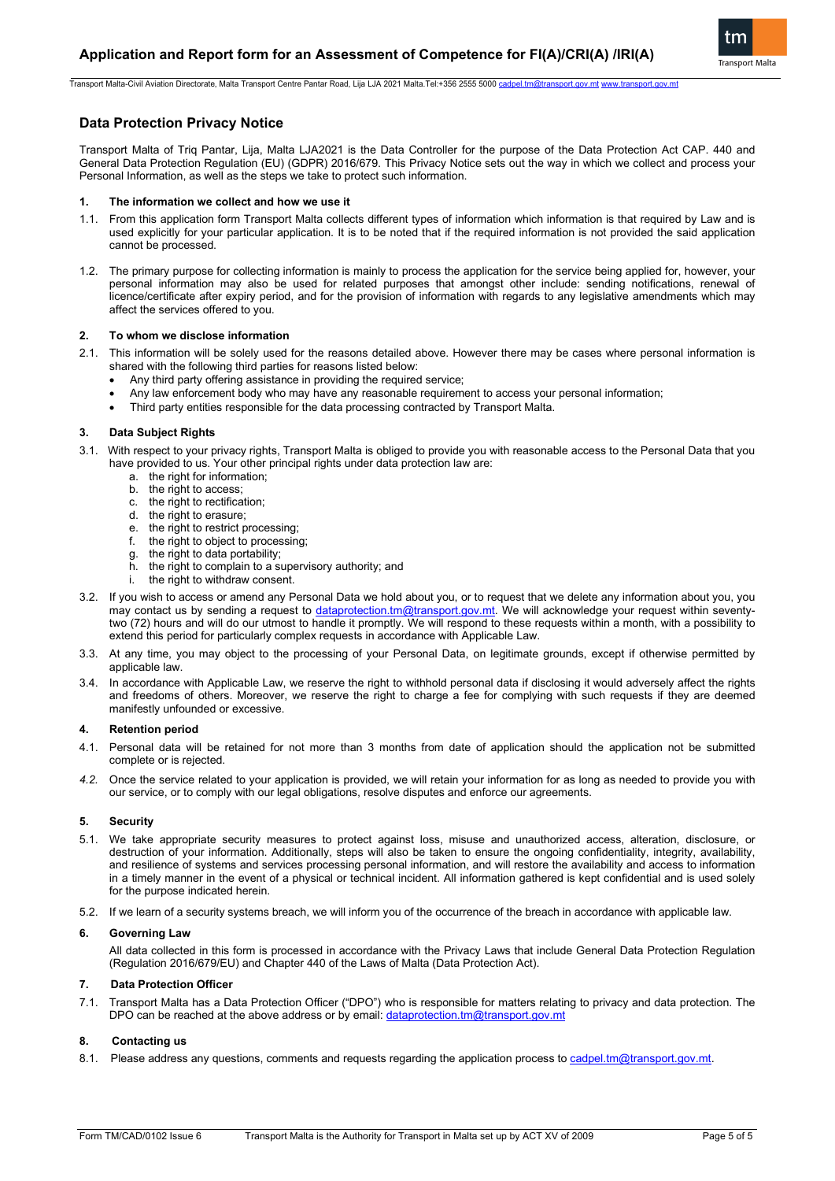## Data Protection Privacy Notice

Transport Malta of Triq Pantar, Lija, Malta LJA2021 is the Data Controller for the purpose of the Data Protection Act CAP. 440 and General Data Protection Regulation (EU) (GDPR) 2016/679. This Privacy Notice sets out the way in which we collect and process your Personal Information, as well as the steps we take to protect such information.

### 1. The information we collect and how we use it

1.1. From this application form Transport Malta collects different types of information which information is that required by Law and is used explicitly for your particular application. It is to be noted that if the required information is not provided the said application cannot be processed.

1.2. The primary purpose for collecting information is mainly to process the application for the service being applied for, however, your personal information may also be used for related purposes that amongst other include: sending notifications, renewal of licence/certificate after expiry period, and for the provision of information with regards to any legislative amendments which may affect the services offered to you.

### 2. To whom we disclose information

2.1. This information will be solely used for the reasons detailed above. However there may be cases where personal information is shared with the following third parties for reasons listed below:

- Any third party offering assistance in providing the required service;
- Any law enforcement body who may have any reasonable requirement to access your personal information;
- Third party entities responsible for the data processing contracted by Transport Malta.

### 3. Data Subject Rights

3.1. With respect to your privacy rights, Transport Malta is obliged to provide you with reasonable access to the Personal Data that you have provided to us. Your other principal rights under data protection law are:

a. the right for information;
b. the right to access;
c. the right to rectification;
d. the right to erasure;
e. the right to restrict processing;
f. the right to object to processing;
g. the right to data portability;
h. the right to complain to a supervisory authority; and
i. the right to withdraw consent.

3.2. If you wish to access or amend any Personal Data we hold about you, or to request that we delete any information about you, you may contact us by sending a request to dataprotection.tm@transport.gov.mt. We will acknowledge your request within seventy-two (72) hours and will do our utmost to handle it promptly. We will respond to these requests within a month, with a possibility to extend this period for particularly complex requests in accordance with Applicable Law.

3.3. At any time, you may object to the processing of your Personal Data, on legitimate grounds, except if otherwise permitted by applicable law.

3.4. In accordance with Applicable Law, we reserve the right to withhold personal data if disclosing it would adversely affect the rights and freedoms of others. Moreover, we reserve the right to charge a fee for complying with such requests if they are deemed manifestly unfounded or excessive.

### 4. Retention period

4.1. Personal data will be retained for not more than 3 months from date of application should the application not be submitted complete or is rejected.

*4.2.* Once the service related to your application is provided, we will retain your information for as long as needed to provide you with our service, or to comply with our legal obligations, resolve disputes and enforce our agreements.

### 5. Security

5.1. We take appropriate security measures to protect against loss, misuse and unauthorized access, alteration, disclosure, or destruction of your information. Additionally, steps will also be taken to ensure the ongoing confidentiality, integrity, availability, and resilience of systems and services processing personal information, and will restore the availability and access to information in a timely manner in the event of a physical or technical incident. All information gathered is kept confidential and is used solely for the purpose indicated herein.

5.2. If we learn of a security systems breach, we will inform you of the occurrence of the breach in accordance with applicable law.

### 6. Governing Law

All data collected in this form is processed in accordance with the Privacy Laws that include General Data Protection Regulation (Regulation 2016/679/EU) and Chapter 440 of the Laws of Malta (Data Protection Act).

### 7. Data Protection Officer

7.1. Transport Malta has a Data Protection Officer ("DPO") who is responsible for matters relating to privacy and data protection. The DPO can be reached at the above address or by email: dataprotection.tm@transport.gov.mt

### 8. Contacting us

8.1. Please address any questions, comments and requests regarding the application process to cadpel.tm@transport.gov.mt.